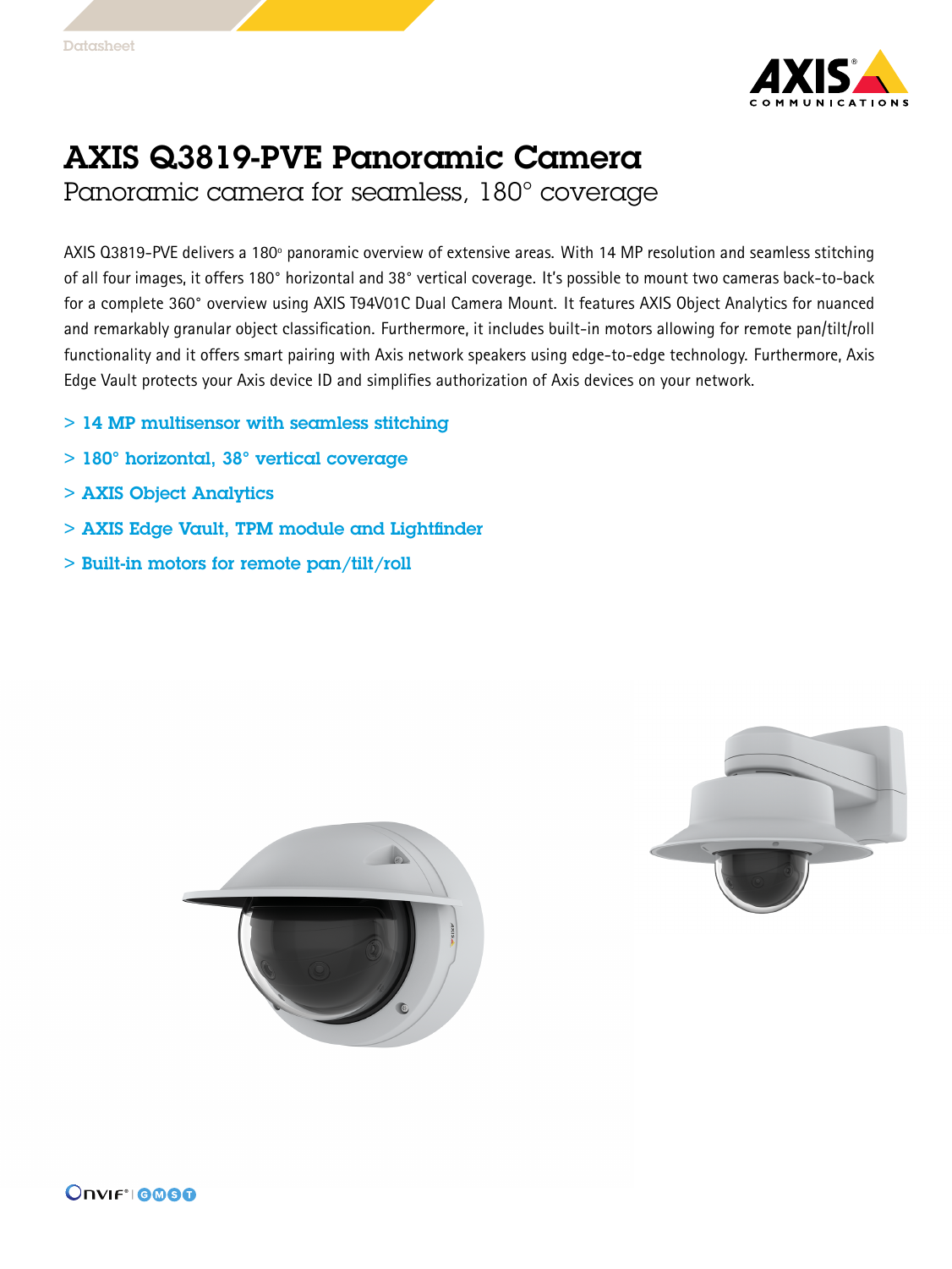# AXIS Q3819-PVE Panoramic Camera

## Panoramic camera for seamless, 180° coverage

AXIS Q3819-PVE delivers a 180º panoramic overview of extensive areas. With 14 MP resolution and seamless stitching of all four images, it offers 180° horizontal and 38° vertical coverage. It's possible to mount two cameras back-to-back for a complete 360° overview using AXIS T94V01C Dual Camera Mount. It features AXIS Object Analytics for nuanced and remarkably granular object classification. Furthermore, it includes built-in motors allowing for remote pan/tilt/roll functionality and it offers smart pairing with Axis network speakers using edge-to-edge technology. Furthermore, Axis Edge Vault protects your Axis device ID and simplifies authorization of Axis devices on your network.

- **14 MP multisensor with seamless stitching**
- **180° horizontal, 38° vertical coverage**
- **AXIS Object Analytics**
- **AXIS Edge Vault, TPM module and Lightfinder**
- **Built-in motors for remote pan/tilt/roll**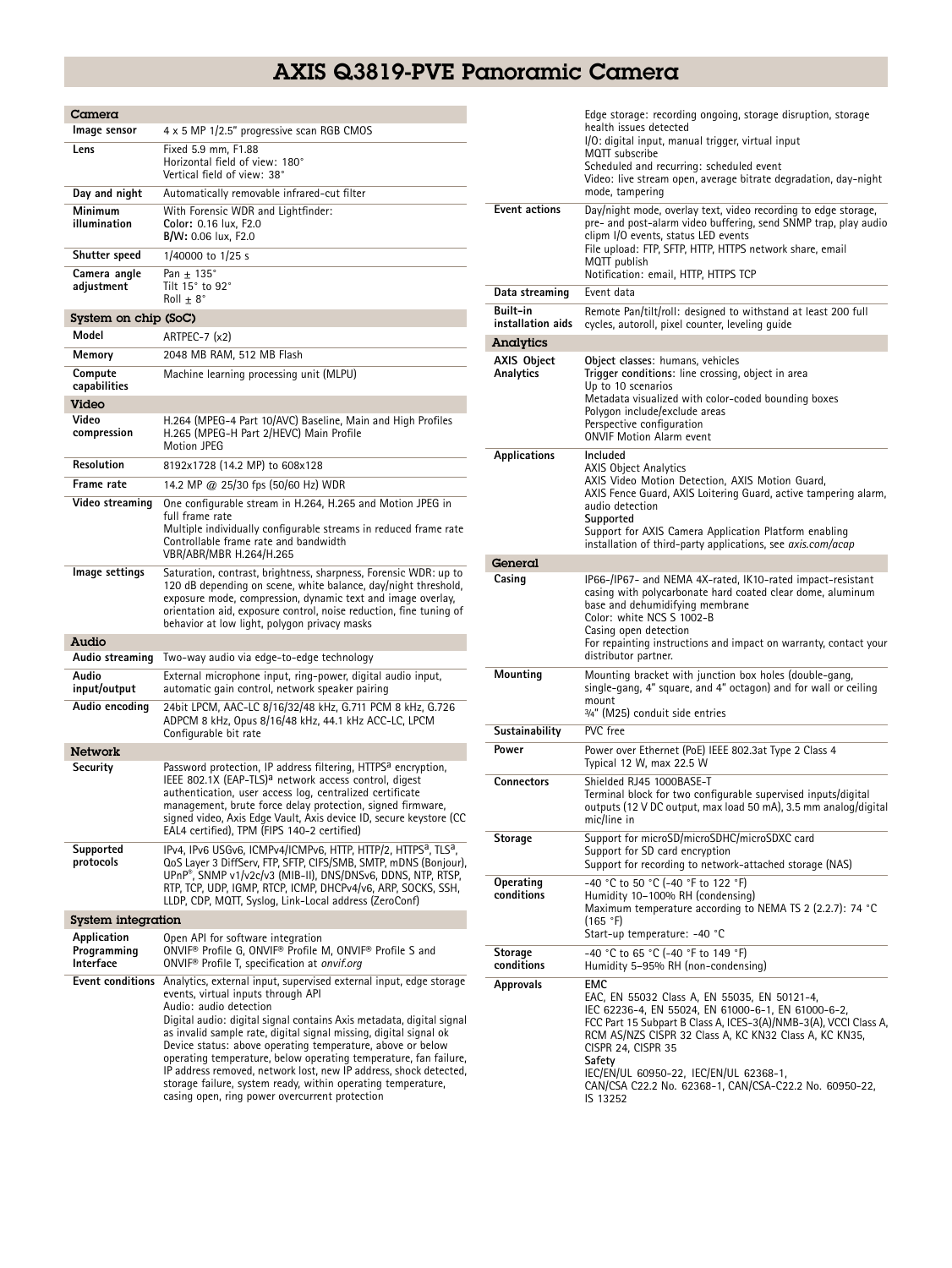# AXIS Q3819-PVE Panoramic Camera

## Camera

| | |
|---|---|
| **Image sensor** | 4 x 5 MP 1/2.5" progressive scan RGB CMOS |
| **Lens** | Fixed 5.9 mm, F1.88<br>Horizontal field of view: 180°<br>Vertical field of view: 38° |
| **Day and night** | Automatically removable infrared-cut filter |
| **Minimum illumination** | With Forensic WDR and Lightfinder:<br>**Color:** 0.16 lux, F2.0<br>**B/W:** 0.06 lux, F2.0 |
| **Shutter speed** | 1/40000 to 1/25 s |
| **Camera angle adjustment** | Pan ± 135°<br>Tilt 15° to 92°<br>Roll ± 8° |

## System on chip (SoC)

| | |
|---|---|
| **Model** | ARTPEC-7 (x2) |
| **Memory** | 2048 MB RAM, 512 MB Flash |
| **Compute capabilities** | Machine learning processing unit (MLPU) |

## Video

| | |
|---|---|
| **Video compression** | H.264 (MPEG-4 Part 10/AVC) Baseline, Main and High Profiles<br>H.265 (MPEG-H Part 2/HEVC) Main Profile<br>Motion JPEG |
| **Resolution** | 8192x1728 (14.2 MP) to 608x128 |
| **Frame rate** | 14.2 MP @ 25/30 fps (50/60 Hz) WDR |
| **Video streaming** | One configurable stream in H.264, H.265 and Motion JPEG in full frame rate<br>Multiple individually configurable streams in reduced frame rate<br>Controllable frame rate and bandwidth<br>VBR/ABR/MBR H.264/H.265 |
| **Image settings** | Saturation, contrast, brightness, sharpness, Forensic WDR: up to 120 dB depending on scene, white balance, day/night threshold, exposure mode, compression, dynamic text and image overlay, orientation aid, exposure control, noise reduction, fine tuning of behavior at low light, polygon privacy masks |

## Audio

| | |
|---|---|
| **Audio streaming** | Two-way audio via edge-to-edge technology |
| **Audio input/output** | External microphone input, ring-power, digital audio input, automatic gain control, network speaker pairing |
| **Audio encoding** | 24bit LPCM, AAC-LC 8/16/32/48 kHz, G.711 PCM 8 kHz, G.726 ADPCM 8 kHz, Opus 8/16/48 kHz, 44.1 kHz ACC-LC, LPCM<br>Configurable bit rate |

## Network

| | |
|---|---|
| **Security** | Password protection, IP address filtering, HTTPS[a] encryption, IEEE 802.1X (EAP-TLS)[a] network access control, digest authentication, user access log, centralized certificate management, brute force delay protection, signed firmware, signed video, Axis Edge Vault, Axis device ID, secure keystore (CC EAL4 certified), TPM (FIPS 140-2 certified) |
| **Supported protocols** | IPv4, IPv6 USGv6, ICMPv4/ICMPv6, HTTP, HTTP/2, HTTPS[a], TLS[a], QoS Layer 3 DiffServ, FTP, SFTP, CIFS/SMB, SMTP, mDNS (Bonjour), UPnP®, SNMP v1/v2c/v3 (MIB-II), DNS/DNSv6, DDNS, NTP, RTSP, RTP, TCP, UDP, IGMP, RTCP, ICMP, DHCPv4/v6, ARP, SOCKS, SSH, LLDP, CDP, MQTT, Syslog, Link-Local address (ZeroConf) |

## System integration

| | |
|---|---|
| **Application Programming Interface** | Open API for software integration<br>ONVIF® Profile G, ONVIF® Profile M, ONVIF® Profile S and ONVIF® Profile T, specification at *onvif.org* |
| **Event conditions** | Analytics, external input, supervised external input, edge storage events, virtual inputs through API<br>Audio: audio detection<br>Digital audio: digital signal contains Axis metadata, digital signal as invalid sample rate, digital signal missing, digital signal ok<br>Device status: above operating temperature, above or below operating temperature, below operating temperature, fan failure, IP address removed, network lost, new IP address, shock detected, storage failure, system ready, within operating temperature, casing open, ring power overcurrent protection<br>Edge storage: recording ongoing, storage disruption, storage health issues detected<br>I/O: digital input, manual trigger, virtual input<br>MQTT subscribe<br>Scheduled and recurring: scheduled event<br>Video: live stream open, average bitrate degradation, day-night mode, tampering |
| **Event actions** | Day/night mode, overlay text, video recording to edge storage, pre- and post-alarm video buffering, send SNMP trap, play audio clipm I/O events, status LED events<br>File upload: FTP, SFTP, HTTP, HTTPS network share, email<br>MQTT publish<br>Notification: email, HTTP, HTTPS TCP |
| **Data streaming** | Event data |
| **Built-in installation aids** | Remote Pan/tilt/roll: designed to withstand at least 200 full cycles, autoroll, pixel counter, leveling guide |

## Analytics

| | |
|---|---|
| **AXIS Object Analytics** | **Object classes**: humans, vehicles<br>**Trigger conditions**: line crossing, object in area<br>Up to 10 scenarios<br>Metadata visualized with color-coded bounding boxes<br>Polygon include/exclude areas<br>Perspective configuration<br>ONVIF Motion Alarm event |
| **Applications** | **Included**<br>AXIS Object Analytics<br>AXIS Video Motion Detection, AXIS Motion Guard, AXIS Fence Guard, AXIS Loitering Guard, active tampering alarm, audio detection<br>**Supported**<br>Support for AXIS Camera Application Platform enabling installation of third-party applications, see *axis.com/acap* |

## General

| | |
|---|---|
| **Casing** | IP66-/IP67- and NEMA 4X-rated, IK10-rated impact-resistant casing with polycarbonate hard coated clear dome, aluminum base and dehumidifying membrane<br>Color: white NCS S 1002-B<br>Casing open detection<br>For repainting instructions and impact on warranty, contact your distributor partner. |
| **Mounting** | Mounting bracket with junction box holes (double-gang, single-gang, 4" square, and 4" octagon) and for wall or ceiling mount<br>¾" (M25) conduit side entries |
| **Sustainability** | PVC free |
| **Power** | Power over Ethernet (PoE) IEEE 802.3at Type 2 Class 4<br>Typical 12 W, max 22.5 W |
| **Connectors** | Shielded RJ45 1000BASE-T<br>Terminal block for two configurable supervised inputs/digital outputs (12 V DC output, max load 50 mA), 3.5 mm analog/digital mic/line in |
| **Storage** | Support for microSD/microSDHC/microSDXC card<br>Support for SD card encryption<br>Support for recording to network-attached storage (NAS) |
| **Operating conditions** | -40 °C to 50 °C (-40 °F to 122 °F)<br>Humidity 10–100% RH (condensing)<br>Maximum temperature according to NEMA TS 2 (2.2.7): 74 °C (165 °F)<br>Start-up temperature: -40 °C |
| **Storage conditions** | -40 °C to 65 °C (-40 °F to 149 °F)<br>Humidity 5–95% RH (non-condensing) |
| **Approvals** | **EMC**<br>EAC, EN 55032 Class A, EN 55035, EN 50121-4, IEC 62236-4, EN 55024, EN 61000-6-1, EN 61000-6-2, FCC Part 15 Subpart B Class A, ICES-3(A)/NMB-3(A), VCCI Class A, RCM AS/NZS CISPR 32 Class A, KC KN32 Class A, KC KN35, CISPR 24, CISPR 35<br>**Safety**<br>IEC/EN/UL 60950-22, IEC/EN/UL 62368-1, CAN/CSA C22.2 No. 62368-1, CAN/CSA-C22.2 No. 60950-22, IS 13252 |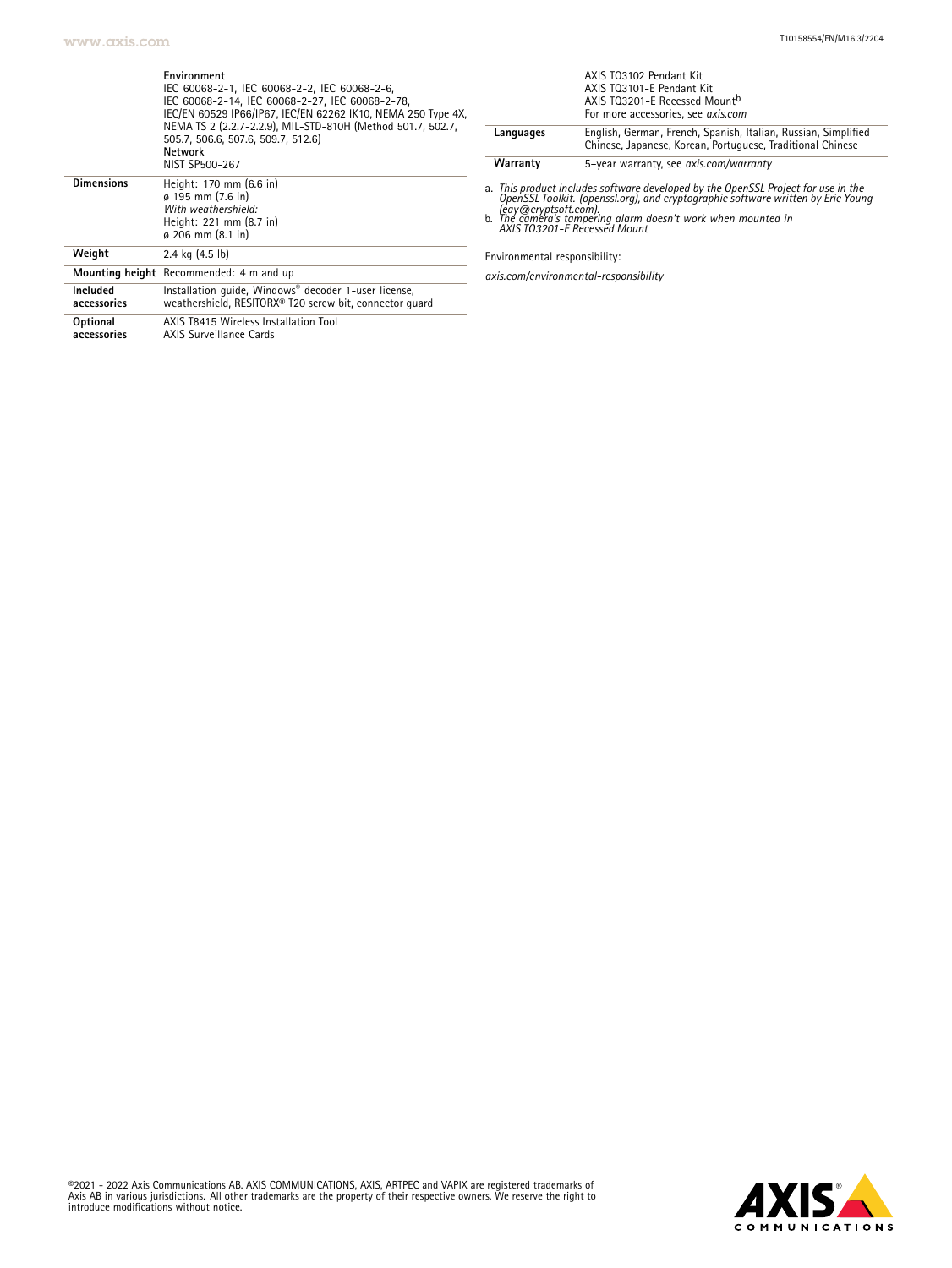| | |
|---|---|
| | **Environment**<br>IEC 60068-2-1, IEC 60068-2-2, IEC 60068-2-6, IEC 60068-2-14, IEC 60068-2-27, IEC 60068-2-78, IEC/EN 60529 IP66/IP67, IEC/EN 62262 IK10, NEMA 250 Type 4X, NEMA TS 2 (2.2.7-2.2.9), MIL-STD-810H (Method 501.7, 502.7, 505.7, 506.6, 507.6, 509.7, 512.6)<br>**Network**<br>NIST SP500-267 |
| **Dimensions** | Height: 170 mm (6.6 in)<br>ø 195 mm (7.6 in)<br>*With weathershield:*<br>Height: 221 mm (8.7 in)<br>ø 206 mm (8.1 in) |
| **Weight** | 2.4 kg (4.5 lb) |
| **Mounting height** | Recommended: 4 m and up |
| **Included accessories** | Installation guide, Windows® decoder 1-user license, weathershield, RESITORX® T20 screw bit, connector guard |
| **Optional accessories** | AXIS T8415 Wireless Installation Tool<br>AXIS Surveillance Cards<br>AXIS TQ3102 Pendant Kit<br>AXIS TQ3101-E Pendant Kit<br>AXIS TQ3201-E Recessed Mount[b]<br>For more accessories, see *axis.com* |
| **Languages** | English, German, French, Spanish, Italian, Russian, Simplified Chinese, Japanese, Korean, Portuguese, Traditional Chinese |
| **Warranty** | 5-year warranty, see *axis.com/warranty* |

a. *This product includes software developed by the OpenSSL Project for use in the OpenSSL Toolkit. (openssl.org), and cryptographic software written by Eric Young (eay@cryptsoft.com).*
b. *The camera's tampering alarm doesn't work when mounted in AXIS TQ3201-E Recessed Mount*

Environmental responsibility:

*axis.com/environmental-responsibility*

©2021 - 2022 Axis Communications AB. AXIS COMMUNICATIONS, AXIS, ARTPEC and VAPIX are registered trademarks of Axis AB in various jurisdictions. All other trademarks are the property of their respective owners. We reserve the right to introduce modifications without notice.